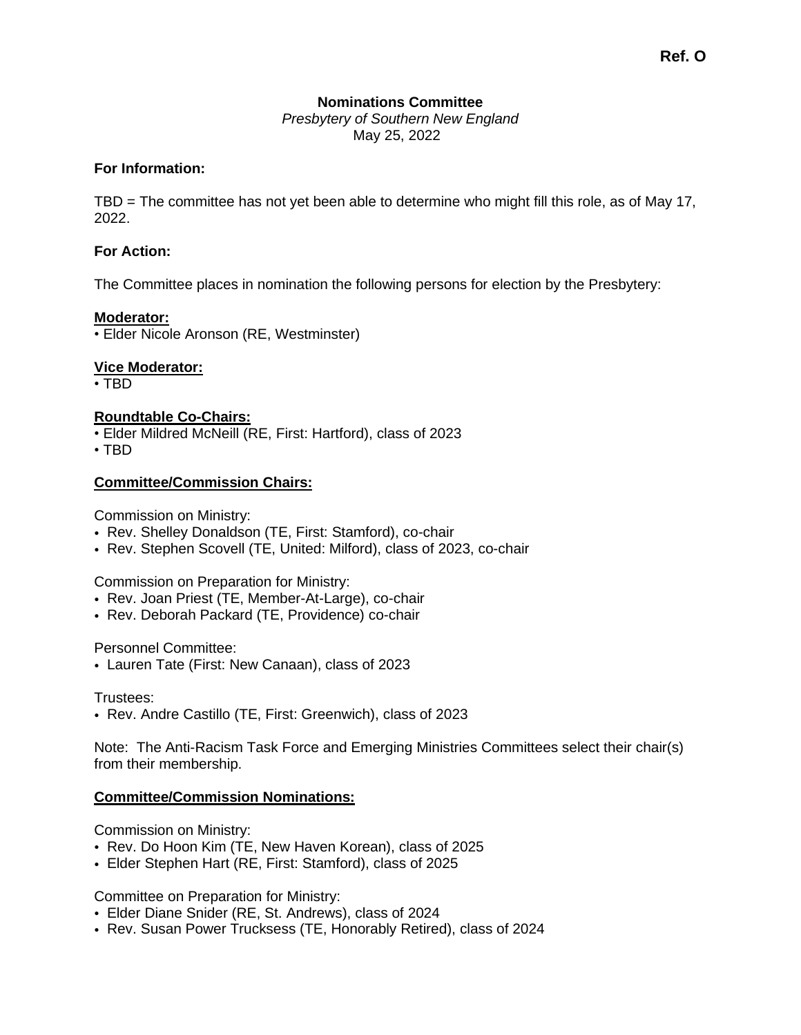Ref. O

**Nominations Committee**
*Presbytery of Southern New England*
May 25, 2022

**For Information:**

TBD = The committee has not yet been able to determine who might fill this role, as of May 17, 2022.

**For Action:**

The Committee places in nomination the following persons for election by the Presbytery:

**Moderator:**
- Elder Nicole Aronson (RE, Westminster)

**Vice Moderator:**
- TBD

**Roundtable Co-Chairs:**
- Elder Mildred McNeill (RE, First: Hartford), class of 2023
- TBD

**Committee/Commission Chairs:**

Commission on Ministry:
- Rev. Shelley Donaldson (TE, First: Stamford), co-chair
- Rev. Stephen Scovell (TE, United: Milford), class of 2023, co-chair

Commission on Preparation for Ministry:
- Rev. Joan Priest (TE, Member-At-Large), co-chair
- Rev. Deborah Packard (TE, Providence) co-chair

Personnel Committee:
- Lauren Tate (First: New Canaan), class of 2023

Trustees:
- Rev. Andre Castillo (TE, First: Greenwich), class of 2023

Note: The Anti-Racism Task Force and Emerging Ministries Committees select their chair(s) from their membership.

**Committee/Commission Nominations:**

Commission on Ministry:
- Rev. Do Hoon Kim (TE, New Haven Korean), class of 2025
- Elder Stephen Hart (RE, First: Stamford), class of 2025

Committee on Preparation for Ministry:
- Elder Diane Snider (RE, St. Andrews), class of 2024
- Rev. Susan Power Trucksess (TE, Honorably Retired), class of 2024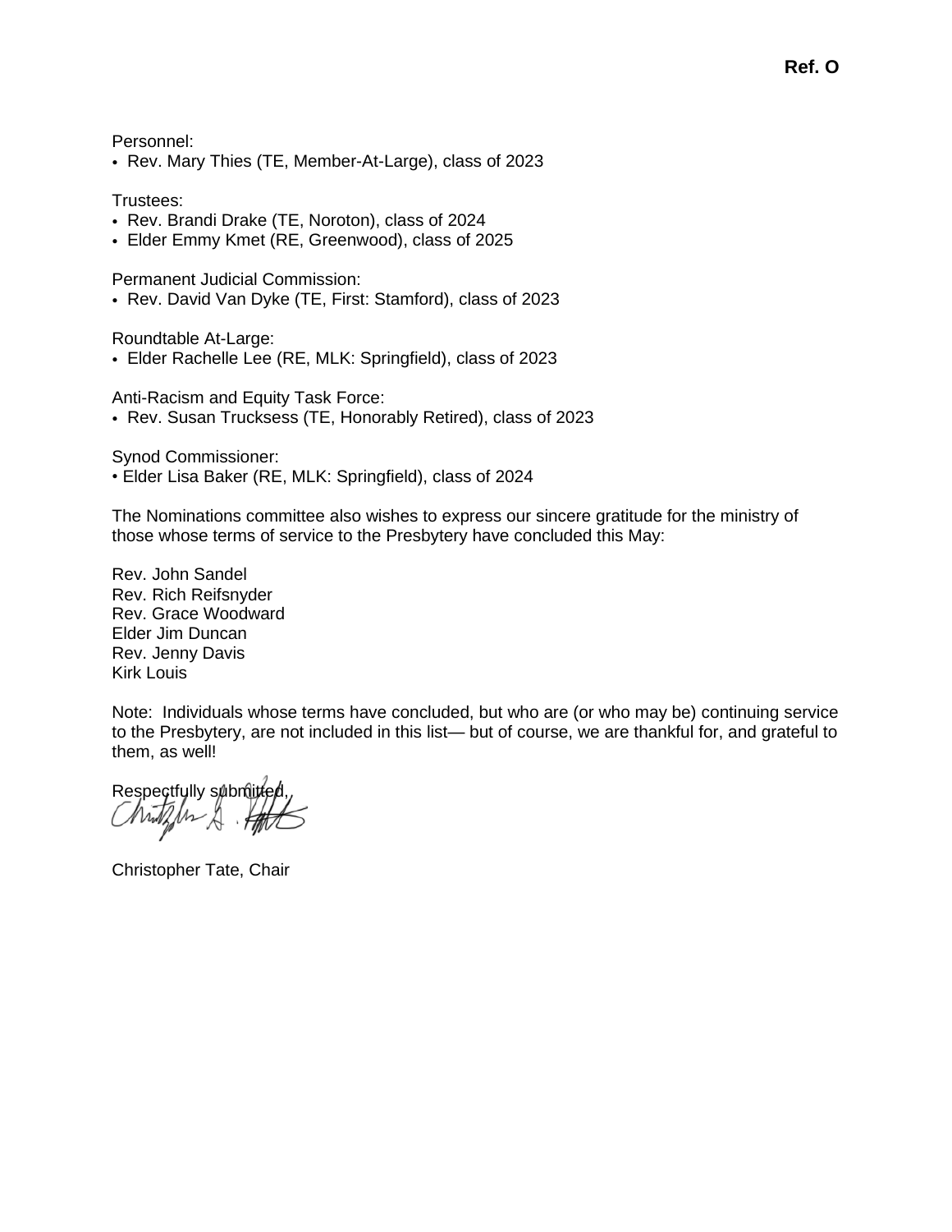**Ref. O**

Personnel:

- Rev. Mary Thies (TE, Member-At-Large), class of 2023

Trustees:

- Rev. Brandi Drake (TE, Noroton), class of 2024
- Elder Emmy Kmet (RE, Greenwood), class of 2025

Permanent Judicial Commission:

- Rev. David Van Dyke (TE, First: Stamford), class of 2023

Roundtable At-Large:

- Elder Rachelle Lee (RE, MLK: Springfield), class of 2023

Anti-Racism and Equity Task Force:

- Rev. Susan Trucksess (TE, Honorably Retired), class of 2023

Synod Commissioner:

- Elder Lisa Baker (RE, MLK: Springfield), class of 2024

The Nominations committee also wishes to express our sincere gratitude for the ministry of those whose terms of service to the Presbytery have concluded this May:

Rev. John Sandel
Rev. Rich Reifsnyder
Rev. Grace Woodward
Elder Jim Duncan
Rev. Jenny Davis
Kirk Louis

Note: Individuals whose terms have concluded, but who are (or who may be) continuing service to the Presbytery, are not included in this list— but of course, we are thankful for, and grateful to them, as well!

Respectfully submitted,

Christopher Tate, Chair